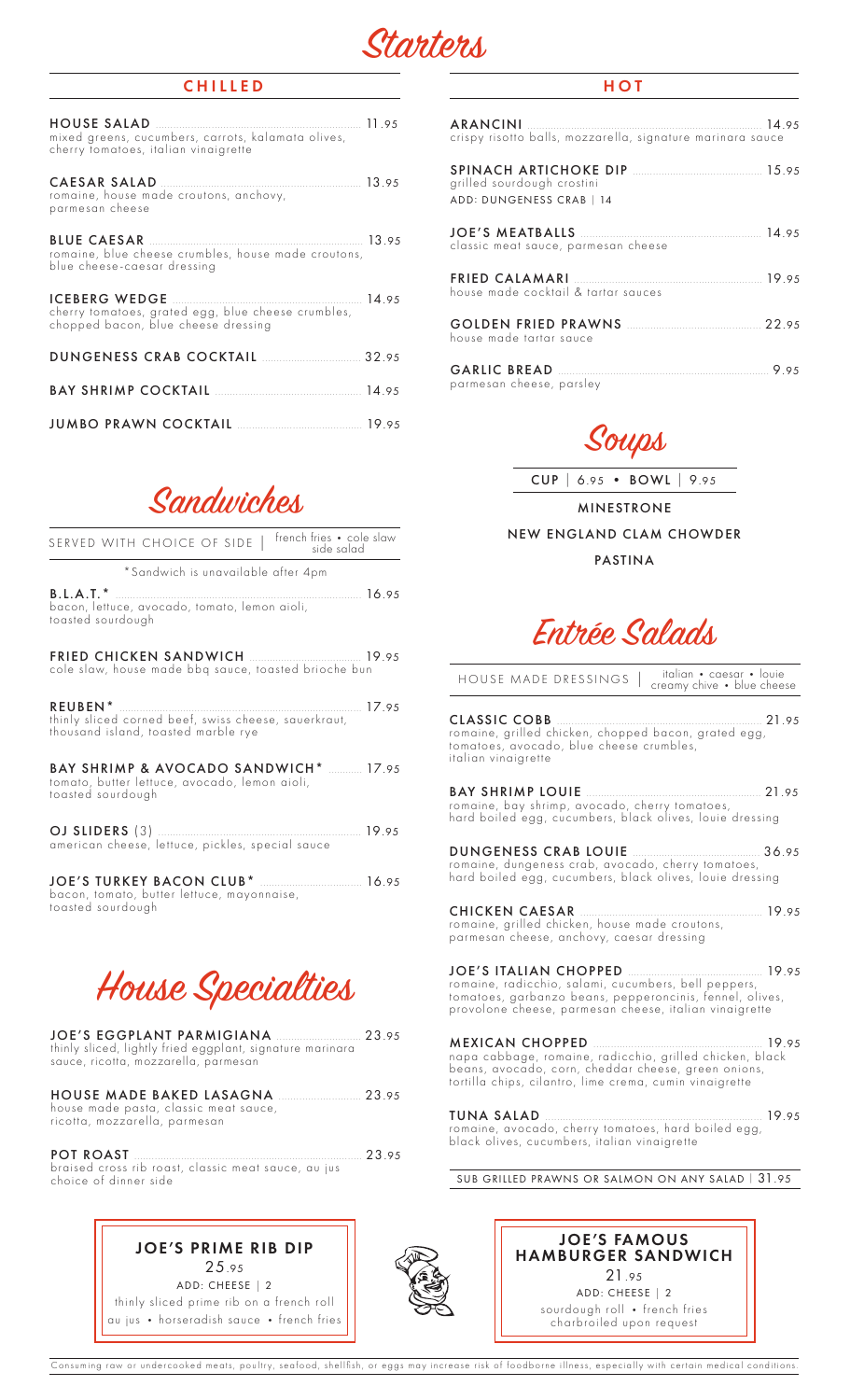# Starters

## CHILLED

**HOUSE SALAD** 11.95
mixed greens, cucumbers, carrots, kalamata olives, cherry tomatoes, italian vinaigrette

**CAESAR SALAD** 13.95
romaine, house made croutons, anchovy, parmesan cheese

**BLUE CAESAR** 13.95
romaine, blue cheese crumbles, house made croutons, blue cheese-caesar dressing

**ICEBERG WEDGE** 14.95
cherry tomatoes, grated egg, blue cheese crumbles, chopped bacon, blue cheese dressing

**DUNGENESS CRAB COCKTAIL** 32.95

**BAY SHRIMP COCKTAIL** 14.95

**JUMBO PRAWN COCKTAIL** 19.95

## HOT

**ARANCINI** 14.95
crispy risotto balls, mozzarella, signature marinara sauce

**SPINACH ARTICHOKE DIP** 15.95
grilled sourdough crostini
ADD: DUNGENESS CRAB | 14

**JOE'S MEATBALLS** 14.95
classic meat sauce, parmesan cheese

**FRIED CALAMARI** 19.95
house made cocktail & tartar sauces

**GOLDEN FRIED PRAWNS** 22.95
house made tartar sauce

**GARLIC BREAD** 9.95
parmesan cheese, parsley

# Soups

CUP | 6.95 • BOWL | 9.95

MINESTRONE

NEW ENGLAND CLAM CHOWDER

PASTINA

# Sandwiches

SERVED WITH CHOICE OF SIDE | french fries • cole slaw side salad

*Sandwich is unavailable after 4pm

**B.L.A.T.*** 16.95
bacon, lettuce, avocado, tomato, lemon aioli, toasted sourdough

**FRIED CHICKEN SANDWICH** 19.95
cole slaw, house made bbq sauce, toasted brioche bun

**REUBEN*** 17.95
thinly sliced corned beef, swiss cheese, sauerkraut, thousand island, toasted marble rye

**BAY SHRIMP & AVOCADO SANDWICH*** 17.95
tomato, butter lettuce, avocado, lemon aioli, toasted sourdough

**OJ SLIDERS** (3) 19.95
american cheese, lettuce, pickles, special sauce

**JOE'S TURKEY BACON CLUB*** 16.95
bacon, tomato, butter lettuce, mayonnaise, toasted sourdough

# Entrée Salads

HOUSE MADE DRESSINGS | italian • caesar • louie creamy chive • blue cheese

**CLASSIC COBB** 21.95
romaine, grilled chicken, chopped bacon, grated egg, tomatoes, avocado, blue cheese crumbles, italian vinaigrette

**BAY SHRIMP LOUIE** 21.95
romaine, bay shrimp, avocado, cherry tomatoes, hard boiled egg, cucumbers, black olives, louie dressing

**DUNGENESS CRAB LOUIE** 36.95
romaine, dungeness crab, avocado, cherry tomatoes, hard boiled egg, cucumbers, black olives, louie dressing

**CHICKEN CAESAR** 19.95
romaine, grilled chicken, house made croutons, parmesan cheese, anchovy, caesar dressing

**JOE'S ITALIAN CHOPPED** 19.95
romaine, radicchio, salami, cucumbers, bell peppers, tomatoes, garbanzo beans, pepperoncinis, fennel, olives, provolone cheese, parmesan cheese, italian vinaigrette

**MEXICAN CHOPPED** 19.95
napa cabbage, romaine, radicchio, grilled chicken, black beans, avocado, corn, cheddar cheese, green onions, tortilla chips, cilantro, lime crema, cumin vinaigrette

**TUNA SALAD** 19.95
romaine, avocado, cherry tomatoes, hard boiled egg, black olives, cucumbers, italian vinaigrette

SUB GRILLED PRAWNS OR SALMON ON ANY SALAD | 31.95

# House Specialties

**JOE'S EGGPLANT PARMIGIANA** 23.95
thinly sliced, lightly fried eggplant, signature marinara sauce, ricotta, mozzarella, parmesan

**HOUSE MADE BAKED LASAGNA** 23.95
house made pasta, classic meat sauce, ricotta, mozzarella, parmesan

**POT ROAST** 23.95
braised cross rib roast, classic meat sauce, au jus choice of dinner side

**JOE'S PRIME RIB DIP**
25.95
ADD: CHEESE | 2
thinly sliced prime rib on a french roll
au jus • horseradish sauce • french fries

**JOE'S FAMOUS HAMBURGER SANDWICH**
21.95
ADD: CHEESE | 2
sourdough roll • french fries
charbroiled upon request

Consuming raw or undercooked meats, poultry, seafood, shellfish, or eggs may increase risk of foodborne illness, especially with certain medical conditions.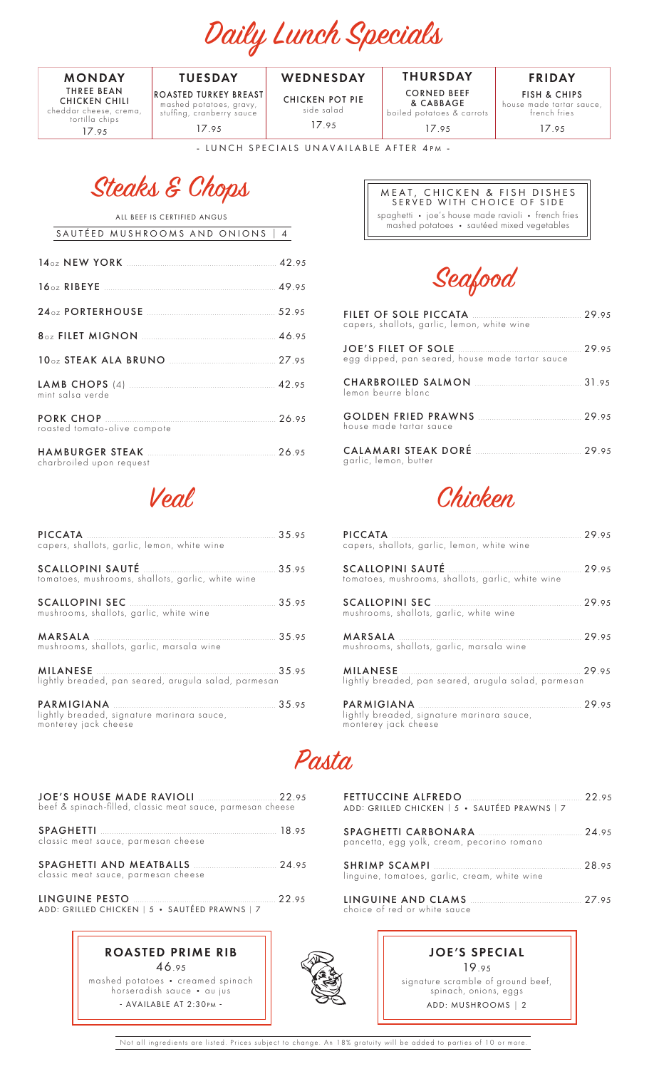# Daily Lunch Specials

| MONDAY | TUESDAY | WEDNESDAY | THURSDAY | FRIDAY |
|---|---|---|---|---|
| THREE BEAN CHICKEN CHILI | ROASTED TURKEY BREAST | CHICKEN POT PIE | CORNED BEEF & CABBAGE | FISH & CHIPS |
| cheddar cheese, crema, tortilla chips | mashed potatoes, gravy, stuffing, cranberry sauce | side salad | boiled potatoes & carrots | house made tartar sauce, french fries |
| 17.95 | 17.95 | 17.95 | 17.95 | 17.95 |

- LUNCH SPECIALS UNAVAILABLE AFTER 4PM -

## Steaks & Chops

ALL BEEF IS CERTIFIED ANGUS

SAUTÉED MUSHROOMS AND ONIONS | 4

**14oz NEW YORK** 42.95

**16oz RIBEYE** 49.95

**24oz PORTERHOUSE** 52.95

**8oz FILET MIGNON** 46.95

**10oz STEAK ALA BRUNO** 27.95

**LAMB CHOPS** (4) 42.95
mint salsa verde

**PORK CHOP** 26.95
roasted tomato-olive compote

**HAMBURGER STEAK** 26.95
charbroiled upon request

MEAT, CHICKEN & FISH DISHES SERVED WITH CHOICE OF SIDE
spaghetti • joe's house made ravioli • french fries
mashed potatoes • sautéed mixed vegetables

## Seafood

**FILET OF SOLE PICCATA** 29.95
capers, shallots, garlic, lemon, white wine

**JOE'S FILET OF SOLE** 29.95
egg dipped, pan seared, house made tartar sauce

**CHARBROILED SALMON** 31.95
lemon beurre blanc

**GOLDEN FRIED PRAWNS** 29.95
house made tartar sauce

**CALAMARI STEAK DORÉ** 29.95
garlic, lemon, butter

## Veal

**PICCATA** 35.95
capers, shallots, garlic, lemon, white wine

**SCALLOPINI SAUTÉ** 35.95
tomatoes, mushrooms, shallots, garlic, white wine

**SCALLOPINI SEC** 35.95
mushrooms, shallots, garlic, white wine

**MARSALA** 35.95
mushrooms, shallots, garlic, marsala wine

**MILANESE** 35.95
lightly breaded, pan seared, arugula salad, parmesan

**PARMIGIANA** 35.95
lightly breaded, signature marinara sauce, monterey jack cheese

## Chicken

**PICCATA** 29.95
capers, shallots, garlic, lemon, white wine

**SCALLOPINI SAUTÉ** 29.95
tomatoes, mushrooms, shallots, garlic, white wine

**SCALLOPINI SEC** 29.95
mushrooms, shallots, garlic, white wine

**MARSALA** 29.95
mushrooms, shallots, garlic, marsala wine

**MILANESE** 29.95
lightly breaded, pan seared, arugula salad, parmesan

**PARMIGIANA** 29.95
lightly breaded, signature marinara sauce, monterey jack cheese

## Pasta

**JOE'S HOUSE MADE RAVIOLI** 22.95
beef & spinach-filled, classic meat sauce, parmesan cheese

**SPAGHETTI** 18.95
classic meat sauce, parmesan cheese

**SPAGHETTI AND MEATBALLS** 24.95
classic meat sauce, parmesan cheese

**LINGUINE PESTO** 22.95
ADD: GRILLED CHICKEN | 5 • SAUTÉED PRAWNS | 7

**FETTUCCINE ALFREDO** 22.95
ADD: GRILLED CHICKEN | 5 • SAUTÉED PRAWNS | 7

**SPAGHETTI CARBONARA** 24.95
pancetta, egg yolk, cream, pecorino romano

**SHRIMP SCAMPI** 28.95
linguine, tomatoes, garlic, cream, white wine

**LINGUINE AND CLAMS** 27.95
choice of red or white sauce

### ROASTED PRIME RIB
46.95
mashed potatoes • creamed spinach
horseradish sauce • au jus
- AVAILABLE AT 2:30PM -

### JOE'S SPECIAL
19.95
signature scramble of ground beef, spinach, onions, eggs
ADD: MUSHROOMS | 2

Not all ingredients are listed. Prices subject to change. An 18% gratuity will be added to parties of 10 or more